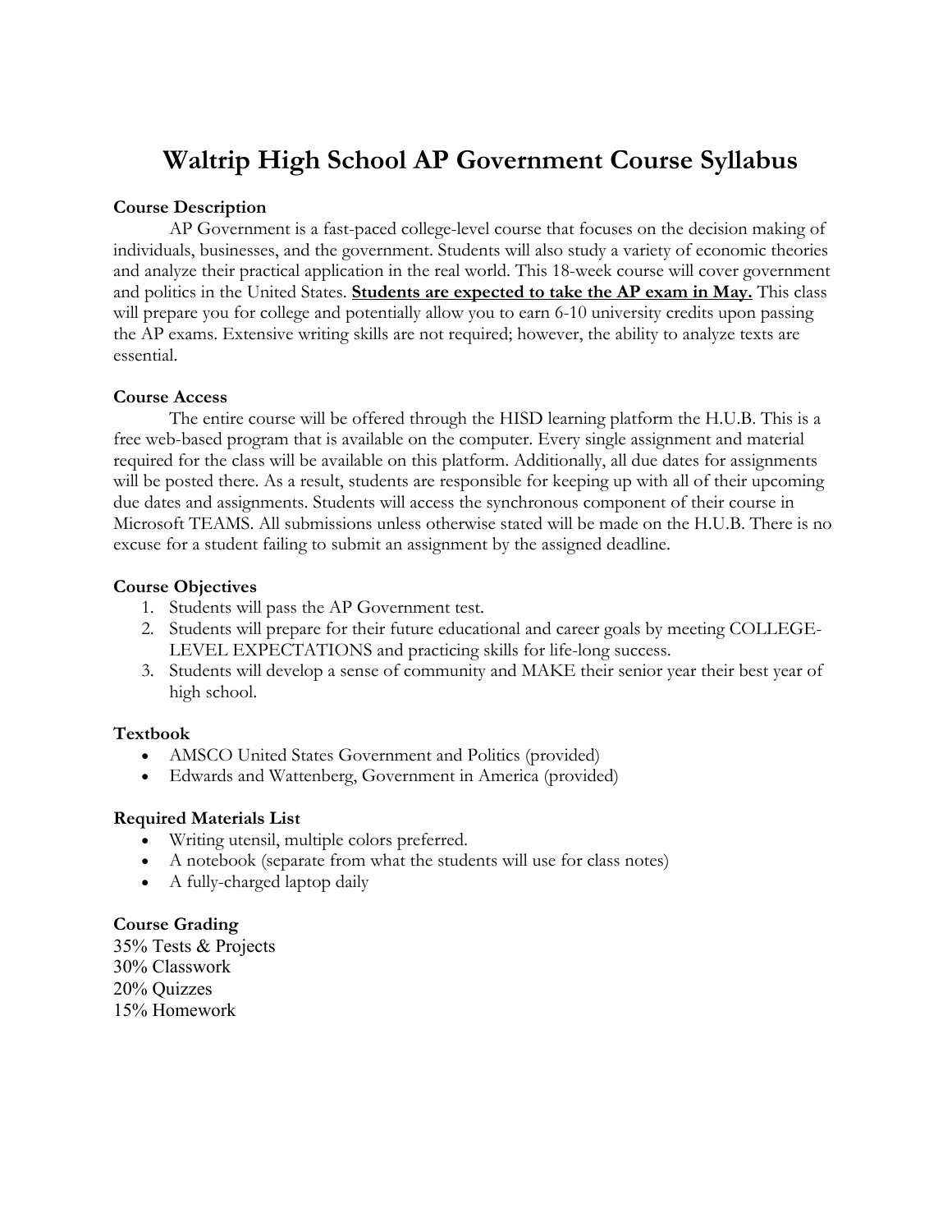# Waltrip High School AP Government Course Syllabus

**Course Description**

AP Government is a fast-paced college-level course that focuses on the decision making of individuals, businesses, and the government. Students will also study a variety of economic theories and analyze their practical application in the real world. This 18-week course will cover government and politics in the United States. **Students are expected to take the AP exam in May.** This class will prepare you for college and potentially allow you to earn 6-10 university credits upon passing the AP exams. Extensive writing skills are not required; however, the ability to analyze texts are essential.

**Course Access**

The entire course will be offered through the HISD learning platform the H.U.B. This is a free web-based program that is available on the computer. Every single assignment and material required for the class will be available on this platform. Additionally, all due dates for assignments will be posted there. As a result, students are responsible for keeping up with all of their upcoming due dates and assignments. Students will access the synchronous component of their course in Microsoft TEAMS. All submissions unless otherwise stated will be made on the H.U.B. There is no excuse for a student failing to submit an assignment by the assigned deadline.

**Course Objectives**

1. Students will pass the AP Government test.
2. Students will prepare for their future educational and career goals by meeting COLLEGE-LEVEL EXPECTATIONS and practicing skills for life-long success.
3. Students will develop a sense of community and MAKE their senior year their best year of high school.

**Textbook**

- AMSCO United States Government and Politics (provided)
- Edwards and Wattenberg, Government in America (provided)

**Required Materials List**

- Writing utensil, multiple colors preferred.
- A notebook (separate from what the students will use for class notes)
- A fully-charged laptop daily

**Course Grading**

35% Tests & Projects
30% Classwork
20% Quizzes
15% Homework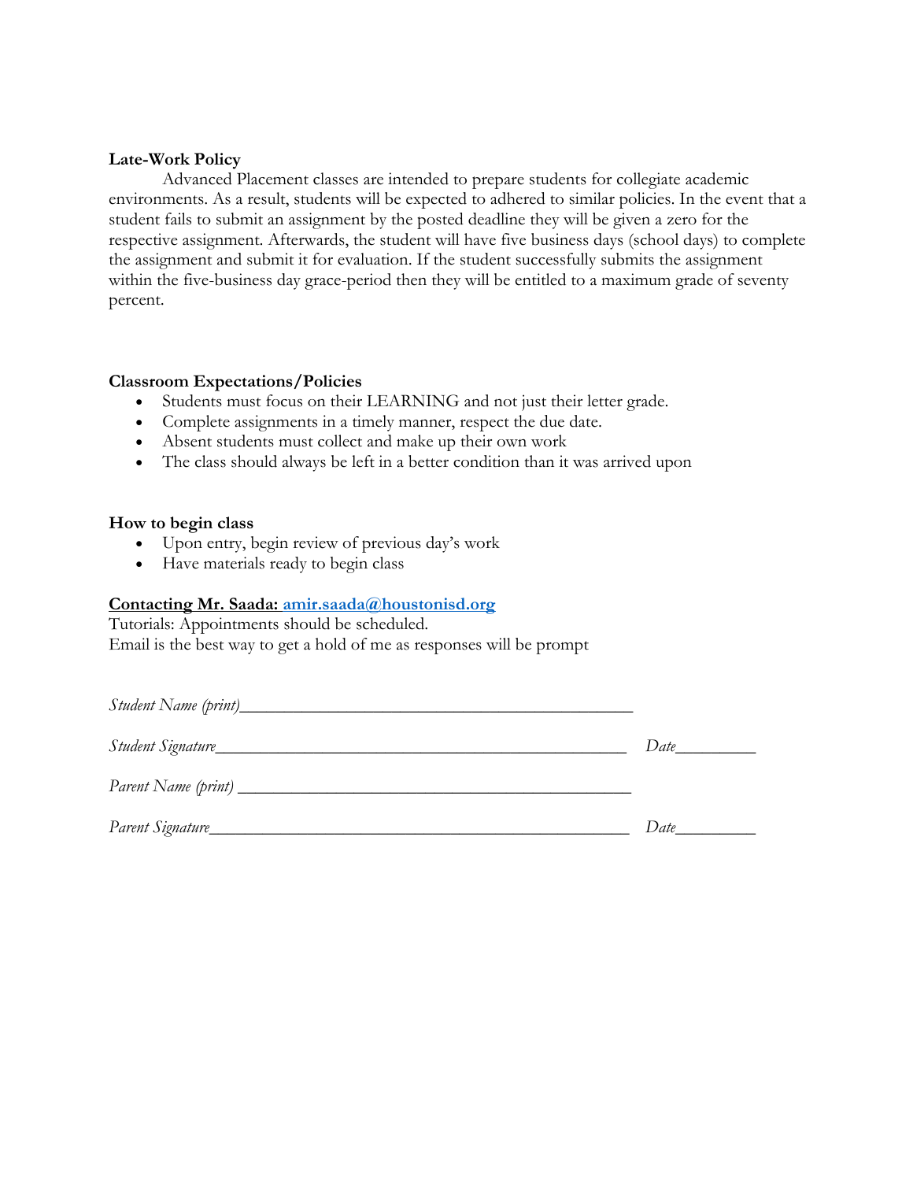**Late-Work Policy**

Advanced Placement classes are intended to prepare students for collegiate academic environments. As a result, students will be expected to adhered to similar policies. In the event that a student fails to submit an assignment by the posted deadline they will be given a zero for the respective assignment. Afterwards, the student will have five business days (school days) to complete the assignment and submit it for evaluation. If the student successfully submits the assignment within the five-business day grace-period then they will be entitled to a maximum grade of seventy percent.

**Classroom Expectations/Policies**

- Students must focus on their LEARNING and not just their letter grade.
- Complete assignments in a timely manner, respect the due date.
- Absent students must collect and make up their own work
- The class should always be left in a better condition than it was arrived upon

**How to begin class**

- Upon entry, begin review of previous day's work
- Have materials ready to begin class

**Contacting Mr. Saada: amir.saada@houstonisd.org**

Tutorials: Appointments should be scheduled.
Email is the best way to get a hold of me as responses will be prompt

*Student Name (print)*_______________________________________________

*Student Signature*_______________________________________________ *Date*_________

*Parent Name (print)* _______________________________________________

*Parent Signature*_______________________________________________ *Date*_________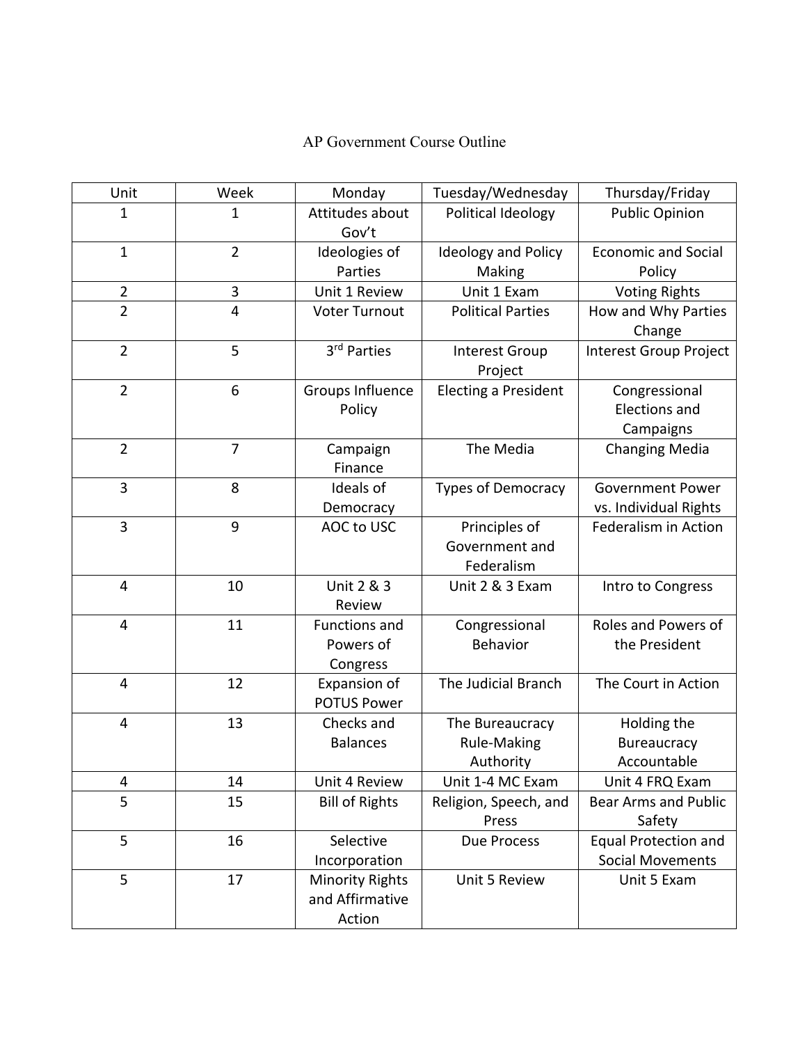AP Government Course Outline

| Unit | Week | Monday | Tuesday/Wednesday | Thursday/Friday |
|---|---|---|---|---|
| 1 | 1 | Attitudes about Gov't | Political Ideology | Public Opinion |
| 1 | 2 | Ideologies of Parties | Ideology and Policy Making | Economic and Social Policy |
| 2 | 3 | Unit 1 Review | Unit 1 Exam | Voting Rights |
| 2 | 4 | Voter Turnout | Political Parties | How and Why Parties Change |
| 2 | 5 | 3rd Parties | Interest Group Project | Interest Group Project |
| 2 | 6 | Groups Influence Policy | Electing a President | Congressional Elections and Campaigns |
| 2 | 7 | Campaign Finance | The Media | Changing Media |
| 3 | 8 | Ideals of Democracy | Types of Democracy | Government Power vs. Individual Rights |
| 3 | 9 | AOC to USC | Principles of Government and Federalism | Federalism in Action |
| 4 | 10 | Unit 2 & 3 Review | Unit 2 & 3 Exam | Intro to Congress |
| 4 | 11 | Functions and Powers of Congress | Congressional Behavior | Roles and Powers of the President |
| 4 | 12 | Expansion of POTUS Power | The Judicial Branch | The Court in Action |
| 4 | 13 | Checks and Balances | The Bureaucracy Rule-Making Authority | Holding the Bureaucracy Accountable |
| 4 | 14 | Unit 4 Review | Unit 1-4 MC Exam | Unit 4 FRQ Exam |
| 5 | 15 | Bill of Rights | Religion, Speech, and Press | Bear Arms and Public Safety |
| 5 | 16 | Selective Incorporation | Due Process | Equal Protection and Social Movements |
| 5 | 17 | Minority Rights and Affirmative Action | Unit 5 Review | Unit 5 Exam |